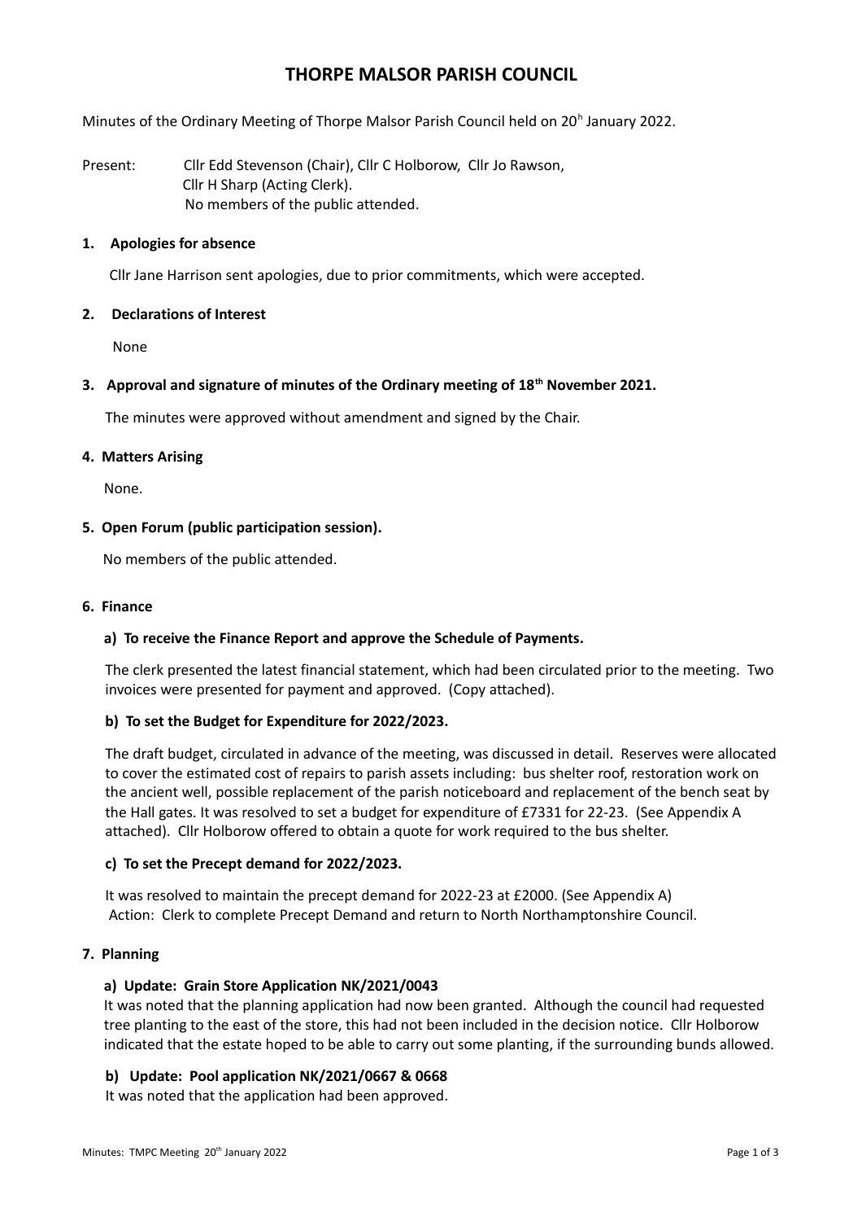# THORPE MALSOR PARISH COUNCIL

Minutes of the Ordinary Meeting of Thorpe Malsor Parish Council held on 20h January 2022.

Present: Cllr Edd Stevenson (Chair), Cllr C Holborow, Cllr Jo Rawson, Cllr H Sharp (Acting Clerk).
No members of the public attended.

**1. Apologies for absence**

Cllr Jane Harrison sent apologies, due to prior commitments, which were accepted.

**2. Declarations of Interest**

None

**3. Approval and signature of minutes of the Ordinary meeting of 18th November 2021.**

The minutes were approved without amendment and signed by the Chair.

**4. Matters Arising**

None.

**5. Open Forum (public participation session).**

No members of the public attended.

**6. Finance**

**a) To receive the Finance Report and approve the Schedule of Payments.**

The clerk presented the latest financial statement, which had been circulated prior to the meeting. Two invoices were presented for payment and approved. (Copy attached).

**b) To set the Budget for Expenditure for 2022/2023.**

The draft budget, circulated in advance of the meeting, was discussed in detail. Reserves were allocated to cover the estimated cost of repairs to parish assets including: bus shelter roof, restoration work on the ancient well, possible replacement of the parish noticeboard and replacement of the bench seat by the Hall gates. It was resolved to set a budget for expenditure of £7331 for 22-23. (See Appendix A attached). Cllr Holborow offered to obtain a quote for work required to the bus shelter.

**c) To set the Precept demand for 2022/2023.**

It was resolved to maintain the precept demand for 2022-23 at £2000. (See Appendix A)
Action: Clerk to complete Precept Demand and return to North Northamptonshire Council.

**7. Planning**

**a) Update: Grain Store Application NK/2021/0043**

It was noted that the planning application had now been granted. Although the council had requested tree planting to the east of the store, this had not been included in the decision notice. Cllr Holborow indicated that the estate hoped to be able to carry out some planting, if the surrounding bunds allowed.

**b) Update: Pool application NK/2021/0667 & 0668**

It was noted that the application had been approved.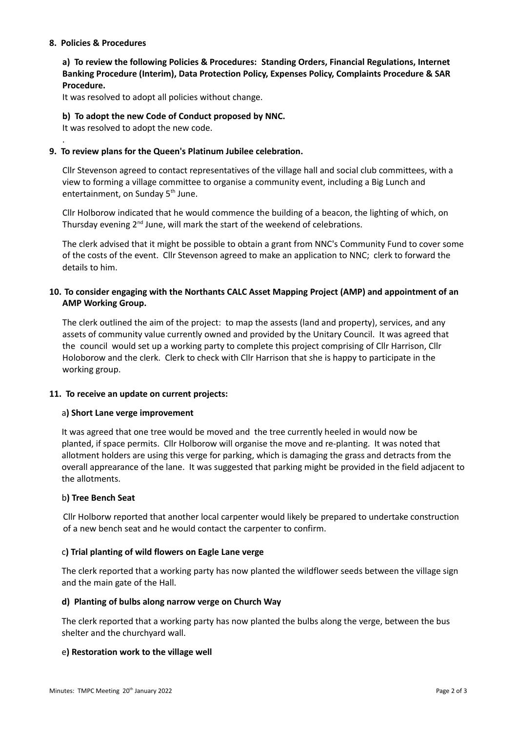**8. Policies & Procedures**

**a) To review the following Policies & Procedures: Standing Orders, Financial Regulations, Internet Banking Procedure (Interim), Data Protection Policy, Expenses Policy, Complaints Procedure & SAR Procedure.**

It was resolved to adopt all policies without change.

**b) To adopt the new Code of Conduct proposed by NNC.**

It was resolved to adopt the new code.

.

**9. To review plans for the Queen's Platinum Jubilee celebration.**

Cllr Stevenson agreed to contact representatives of the village hall and social club committees, with a view to forming a village committee to organise a community event, including a Big Lunch and entertainment, on Sunday 5th June.

Cllr Holborow indicated that he would commence the building of a beacon, the lighting of which, on Thursday evening 2nd June, will mark the start of the weekend of celebrations.

The clerk advised that it might be possible to obtain a grant from NNC's Community Fund to cover some of the costs of the event. Cllr Stevenson agreed to make an application to NNC; clerk to forward the details to him.

**10. To consider engaging with the Northants CALC Asset Mapping Project (AMP) and appointment of an AMP Working Group.**

The clerk outlined the aim of the project: to map the assests (land and property), services, and any assets of community value currently owned and provided by the Unitary Council. It was agreed that the council would set up a working party to complete this project comprising of Cllr Harrison, Cllr Holoborow and the clerk. Clerk to check with Cllr Harrison that she is happy to participate in the working group.

**11. To receive an update on current projects:**

a**) Short Lane verge improvement**

It was agreed that one tree would be moved and the tree currently heeled in would now be planted, if space permits. Cllr Holborow will organise the move and re-planting. It was noted that allotment holders are using this verge for parking, which is damaging the grass and detracts from the overall apprearance of the lane. It was suggested that parking might be provided in the field adjacent to the allotments.

b**) Tree Bench Seat**

Cllr Holborw reported that another local carpenter would likely be prepared to undertake construction of a new bench seat and he would contact the carpenter to confirm.

c**) Trial planting of wild flowers on Eagle Lane verge**

The clerk reported that a working party has now planted the wildflower seeds between the village sign and the main gate of the Hall.

**d) Planting of bulbs along narrow verge on Church Way**

The clerk reported that a working party has now planted the bulbs along the verge, between the bus shelter and the churchyard wall.

e**) Restoration work to the village well**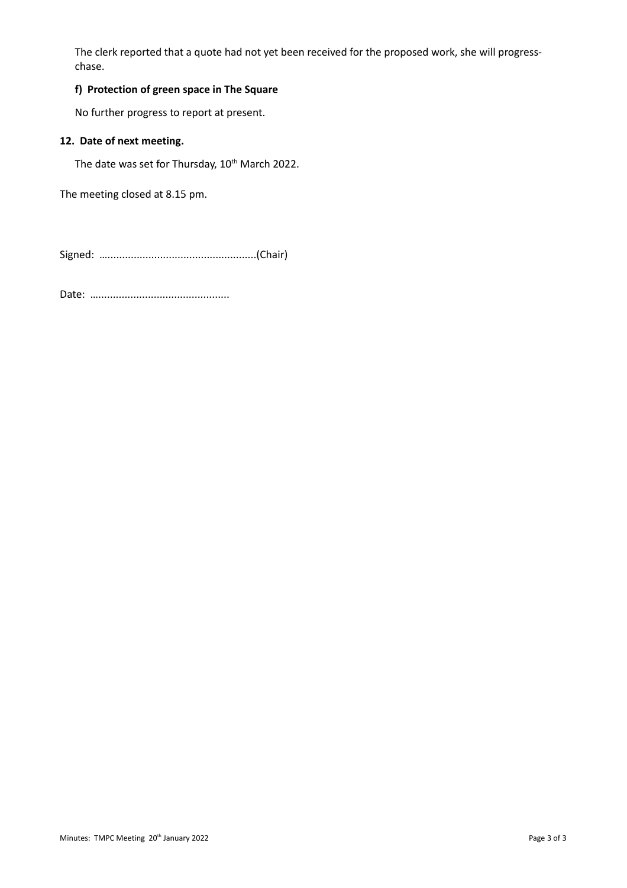The clerk reported that a quote had not yet been received for the proposed work, she will progress-chase.

**f) Protection of green space in The Square**

No further progress to report at present.

**12. Date of next meeting.**

The date was set for Thursday, 10th March 2022.

The meeting closed at 8.15 pm.

Signed: ......................................................(Chair)

Date: ...............................................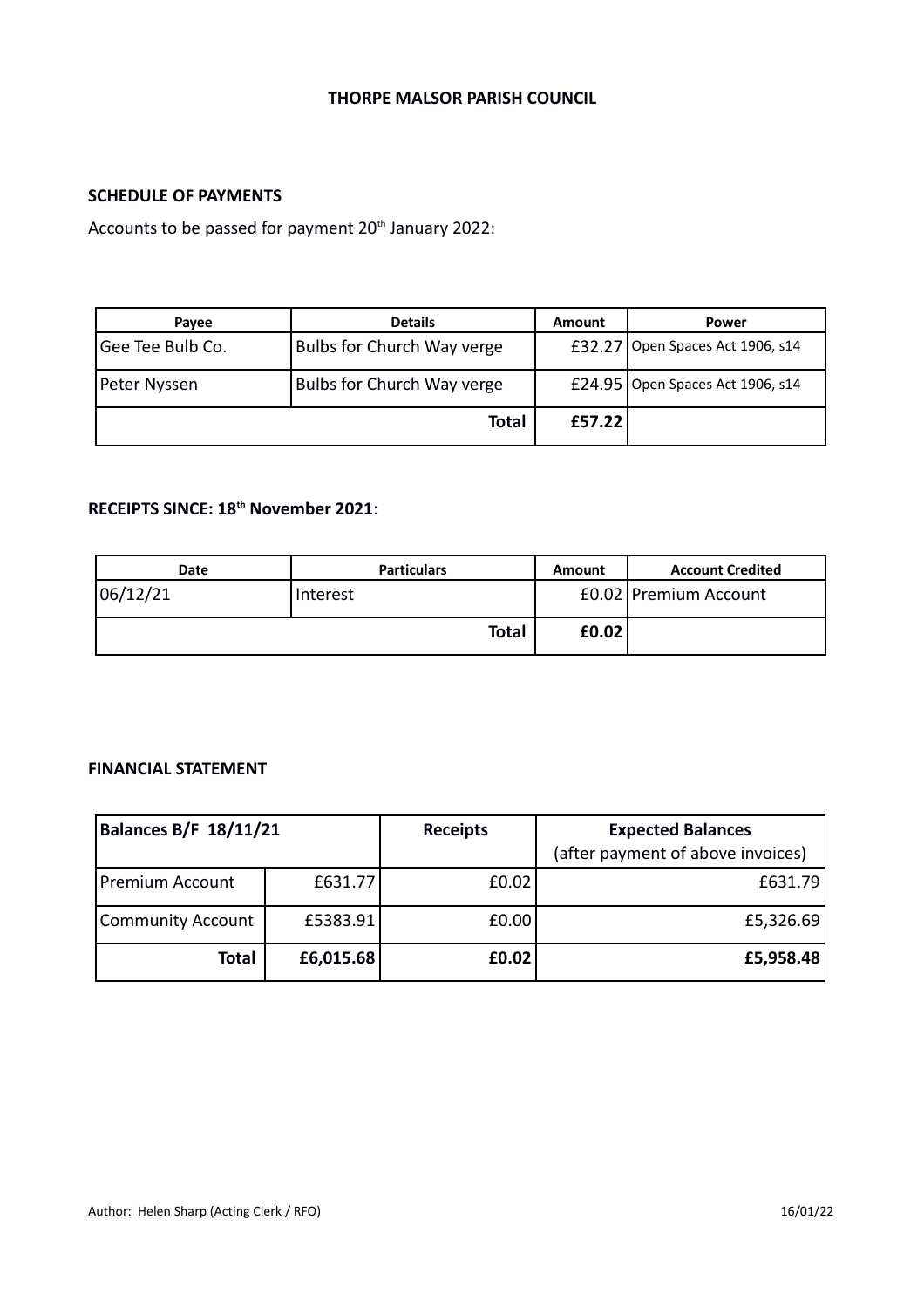**THORPE MALSOR PARISH COUNCIL**

**SCHEDULE OF PAYMENTS**

Accounts to be passed for payment 20th January 2022:

| Payee | Details | Amount | Power |
|---|---|---|---|
| Gee Tee Bulb Co. | Bulbs for Church Way verge | £32.27 | Open Spaces Act 1906, s14 |
| Peter Nyssen | Bulbs for Church Way verge | £24.95 | Open Spaces Act 1906, s14 |
| | **Total** | **£57.22** | |

**RECEIPTS SINCE: 18th November 2021**:

| Date | Particulars | Amount | Account Credited |
|---|---|---|---|
| 06/12/21 | Interest | £0.02 | Premium Account |
| | **Total** | **£0.02** | |

**FINANCIAL STATEMENT**

| Balances B/F 18/11/21 | | Receipts | Expected Balances (after payment of above invoices) |
|---|---|---|---|
| Premium Account | £631.77 | £0.02 | £631.79 |
| Community Account | £5383.91 | £0.00 | £5,326.69 |
| **Total** | **£6,015.68** | **£0.02** | **£5,958.48** |

Author: Helen Sharp (Acting Clerk / RFO) 16/01/22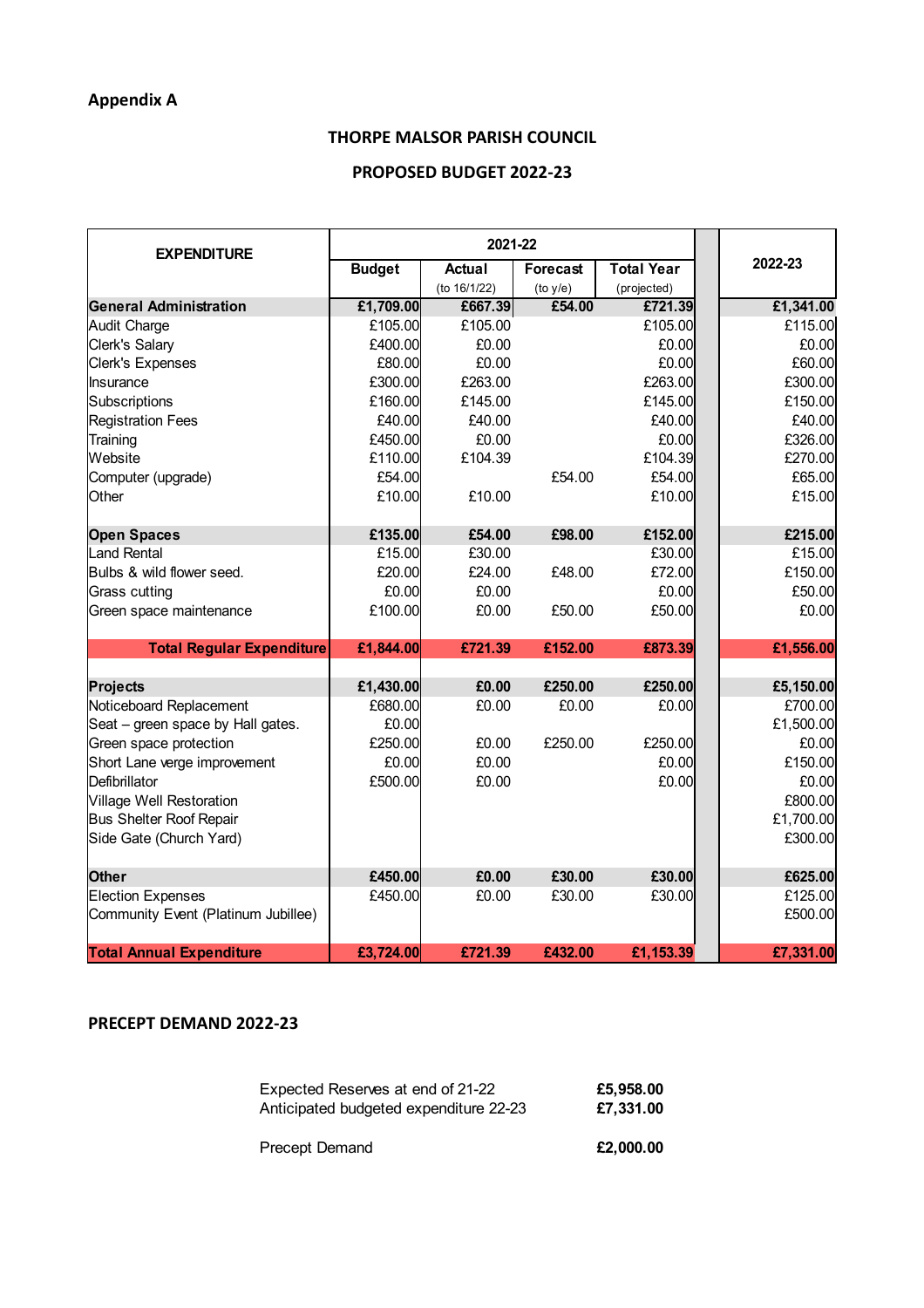**Appendix A**

## THORPE MALSOR PARISH COUNCIL

## PROPOSED BUDGET 2022-23

| EXPENDITURE | 2021-22 | | | | 2022-23 |
|---|---|---|---|---|---|
| | Budget | Actual (to 16/1/22) | Forecast (to y/e) | Total Year (projected) | |
| **General Administration** | **£1,709.00** | **£667.39** | **£54.00** | **£721.39** | **£1,341.00** |
| Audit Charge | £105.00 | £105.00 | | £105.00 | £115.00 |
| Clerk's Salary | £400.00 | £0.00 | | £0.00 | £0.00 |
| Clerk's Expenses | £80.00 | £0.00 | | £0.00 | £60.00 |
| Insurance | £300.00 | £263.00 | | £263.00 | £300.00 |
| Subscriptions | £160.00 | £145.00 | | £145.00 | £150.00 |
| Registration Fees | £40.00 | £40.00 | | £40.00 | £40.00 |
| Training | £450.00 | £0.00 | | £0.00 | £326.00 |
| Website | £110.00 | £104.39 | | £104.39 | £270.00 |
| Computer (upgrade) | £54.00 | | £54.00 | £54.00 | £65.00 |
| Other | £10.00 | £10.00 | | £10.00 | £15.00 |
| **Open Spaces** | **£135.00** | **£54.00** | **£98.00** | **£152.00** | **£215.00** |
| Land Rental | £15.00 | £30.00 | | £30.00 | £15.00 |
| Bulbs & wild flower seed. | £20.00 | £24.00 | £48.00 | £72.00 | £150.00 |
| Grass cutting | £0.00 | £0.00 | | £0.00 | £50.00 |
| Green space maintenance | £100.00 | £0.00 | £50.00 | £50.00 | £0.00 |
| **Total Regular Expenditure** | **£1,844.00** | **£721.39** | **£152.00** | **£873.39** | **£1,556.00** |
| **Projects** | **£1,430.00** | **£0.00** | **£250.00** | **£250.00** | **£5,150.00** |
| Noticeboard Replacement | £680.00 | £0.00 | £0.00 | £0.00 | £700.00 |
| Seat – green space by Hall gates. | £0.00 | | | | £1,500.00 |
| Green space protection | £250.00 | £0.00 | £250.00 | £250.00 | £0.00 |
| Short Lane verge improvement | £0.00 | £0.00 | | £0.00 | £150.00 |
| Defibrillator | £500.00 | £0.00 | | £0.00 | £0.00 |
| Village Well Restoration | | | | | £800.00 |
| Bus Shelter Roof Repair | | | | | £1,700.00 |
| Side Gate (Church Yard) | | | | | £300.00 |
| **Other** | **£450.00** | **£0.00** | **£30.00** | **£30.00** | **£625.00** |
| Election Expenses | £450.00 | £0.00 | £30.00 | £30.00 | £125.00 |
| Community Event (Platinum Jubilee) | | | | | £500.00 |
| **Total Annual Expenditure** | **£3,724.00** | **£721.39** | **£432.00** | **£1,153.39** | **£7,331.00** |

## PRECEPT DEMAND 2022-23

| | |
|---|---|
| Expected Reserves at end of 21-22 | **£5,958.00** |
| Anticipated budgeted expenditure 22-23 | **£7,331.00** |
| Precept Demand | **£2,000.00** |